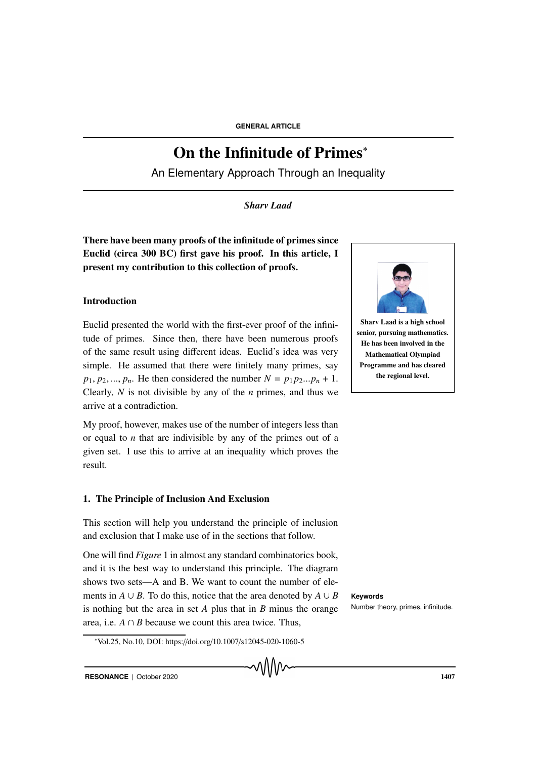# On the Infinitude of Primes*

An Elementary Approach Through an Inequality

*Sharv Laad*

**There have been many proofs of the infinitude of primes since Euclid (circa 300 BC) first gave his proof. In this article, I present my contribution to this collection of proofs.**

**Sharv Laad is a high school senior, pursuing mathematics. He has been involved in the Mathematical Olympiad Programme and has cleared the regional level.**

## Introduction

Euclid presented the world with the first-ever proof of the infinitude of primes. Since then, there have been numerous proofs of the same result using different ideas. Euclid's idea was very simple. He assumed that there were finitely many primes, say $p_1, p_2, ..., p_n$. He then considered the number $N = p_1 p_2 ... p_n + 1$. Clearly, $N$ is not divisible by any of the $n$ primes, and thus we arrive at a contradiction.

My proof, however, makes use of the number of integers less than or equal to $n$ that are indivisible by any of the primes out of a given set. I use this to arrive at an inequality which proves the result.

## 1. The Principle of Inclusion And Exclusion

This section will help you understand the principle of inclusion and exclusion that I make use of in the sections that follow.

One will find *Figure* 1 in almost any standard combinatorics book, and it is the best way to understand this principle. The diagram shows two sets—A and B. We want to count the number of elements in $A \cup B$. To do this, notice that the area denoted by $A \cup B$ is nothing but the area in set $A$ plus that in $B$ minus the orange area, i.e. $A \cap B$ because we count this area twice. Thus,

**Keywords**

Number theory, primes, infinitude.

*Vol.25, No.10, DOI: https://doi.org/10.1007/s12045-020-1060-5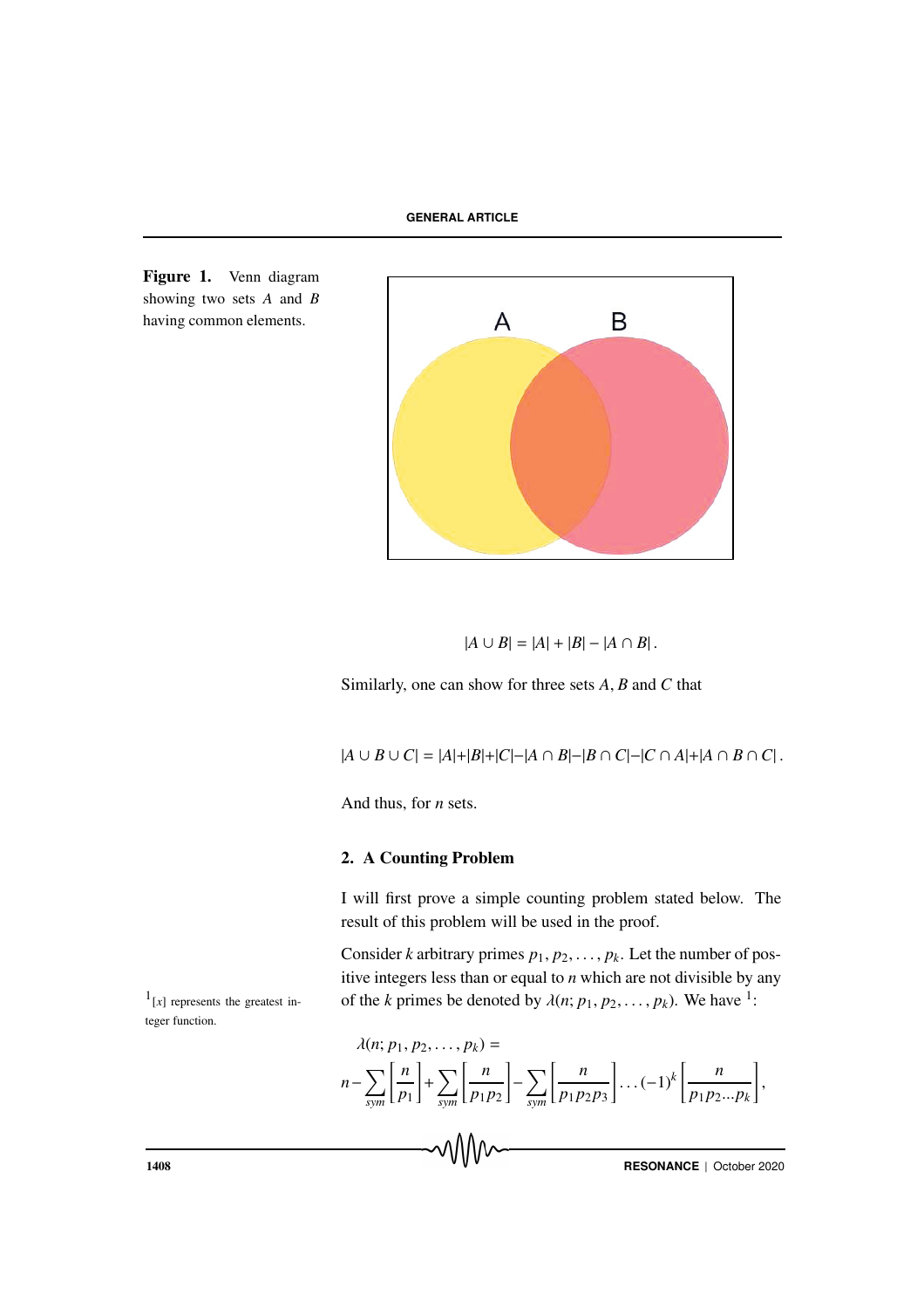Figure 1. Venn diagram showing two sets $A$ and $B$ having common elements.

$$|A \cup B| = |A| + |B| - |A \cap B|.$$

Similarly, one can show for three sets $A$, $B$ and $C$ that

$$|A \cup B \cup C| = |A| + |B| + |C| - |A \cap B| - |B \cap C| - |C \cap A| + |A \cap B \cap C|.$$

And thus, for $n$ sets.

## 2. A Counting Problem

I will first prove a simple counting problem stated below. The result of this problem will be used in the proof.

Consider $k$ arbitrary primes $p_1, p_2, \ldots, p_k$. Let the number of positive integers less than or equal to $n$ which are not divisible by any of the $k$ primes be denoted by $\lambda(n; p_1, p_2, \ldots, p_k)$. We have [1]:

$$\lambda(n; p_1, p_2, \ldots, p_k) =$$

$$n - \sum_{sym} \left[\frac{n}{p_1}\right] + \sum_{sym} \left[\frac{n}{p_1 p_2}\right] - \sum_{sym} \left[\frac{n}{p_1 p_2 p_3}\right] \ldots (-1)^k \left[\frac{n}{p_1 p_2 \ldots p_k}\right],$$

[1] $[x]$ represents the greatest integer function.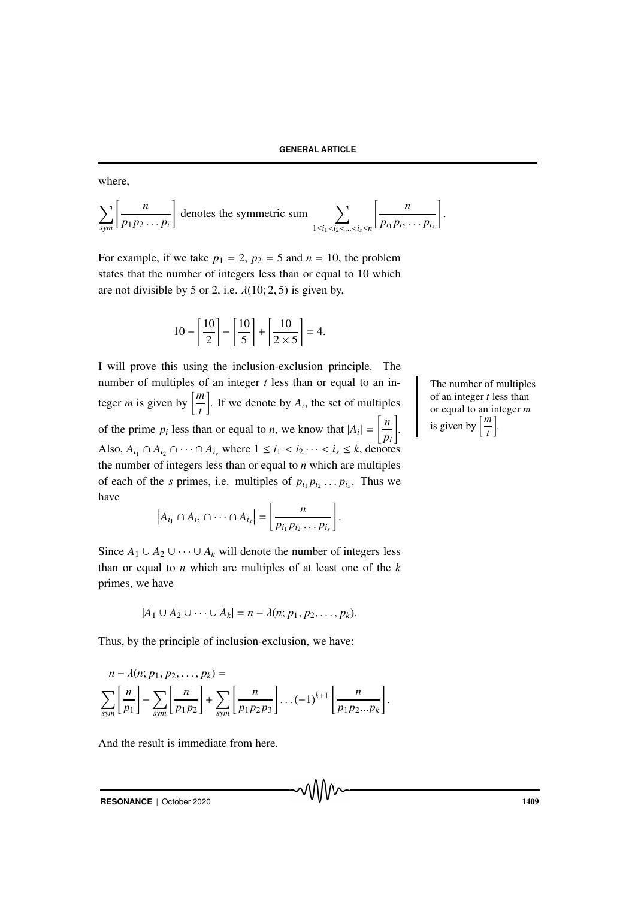where,

$\sum_{sym} \left[ \frac{n}{p_1 p_2 \dots p_i} \right]$ denotes the symmetric sum $\sum_{1 \le i_1 < i_2 < \dots < i_s \le n} \left[ \frac{n}{p_{i_1} p_{i_2} \dots p_{i_s}} \right]$.

For example, if we take $p_1 = 2$, $p_2 = 5$ and $n = 10$, the problem states that the number of integers less than or equal to 10 which are not divisible by 5 or 2, i.e. $\lambda(10; 2, 5)$ is given by,

$$10 - \left[ \frac{10}{2} \right] - \left[ \frac{10}{5} \right] + \left[ \frac{10}{2 \times 5} \right] = 4.$$

I will prove this using the inclusion-exclusion principle. The number of multiples of an integer $t$ less than or equal to an integer $m$ is given by $\left[ \frac{m}{t} \right]$. If we denote by $A_i$, the set of multiples of the prime $p_i$ less than or equal to $n$, we know that $|A_i| = \left[ \frac{n}{p_i} \right]$. Also, $A_{i_1} \cap A_{i_2} \cap \dots \cap A_{i_s}$ where $1 \le i_1 < i_2 \dots < i_s \le k$, denotes the number of integers less than or equal to $n$ which are multiples of each of the $s$ primes, i.e. multiples of $p_{i_1} p_{i_2} \dots p_{i_s}$. Thus we have

The number of multiples of an integer $t$ less than or equal to an integer $m$ is given by $\left[ \frac{m}{t} \right]$.

$$\left| A_{i_1} \cap A_{i_2} \cap \dots \cap A_{i_s} \right| = \left[ \frac{n}{p_{i_1} p_{i_2} \dots p_{i_s}} \right].$$

Since $A_1 \cup A_2 \cup \dots \cup A_k$ will denote the number of integers less than or equal to $n$ which are multiples of at least one of the $k$ primes, we have

$$|A_1 \cup A_2 \cup \dots \cup A_k| = n - \lambda(n; p_1, p_2, \dots, p_k).$$

Thus, by the principle of inclusion-exclusion, we have:

$$n - \lambda(n; p_1, p_2, \dots, p_k) = \sum_{sym} \left[ \frac{n}{p_1} \right] - \sum_{sym} \left[ \frac{n}{p_1 p_2} \right] + \sum_{sym} \left[ \frac{n}{p_1 p_2 p_3} \right] \dots (-1)^{k+1} \left[ \frac{n}{p_1 p_2 \dots p_k} \right].$$

And the result is immediate from here.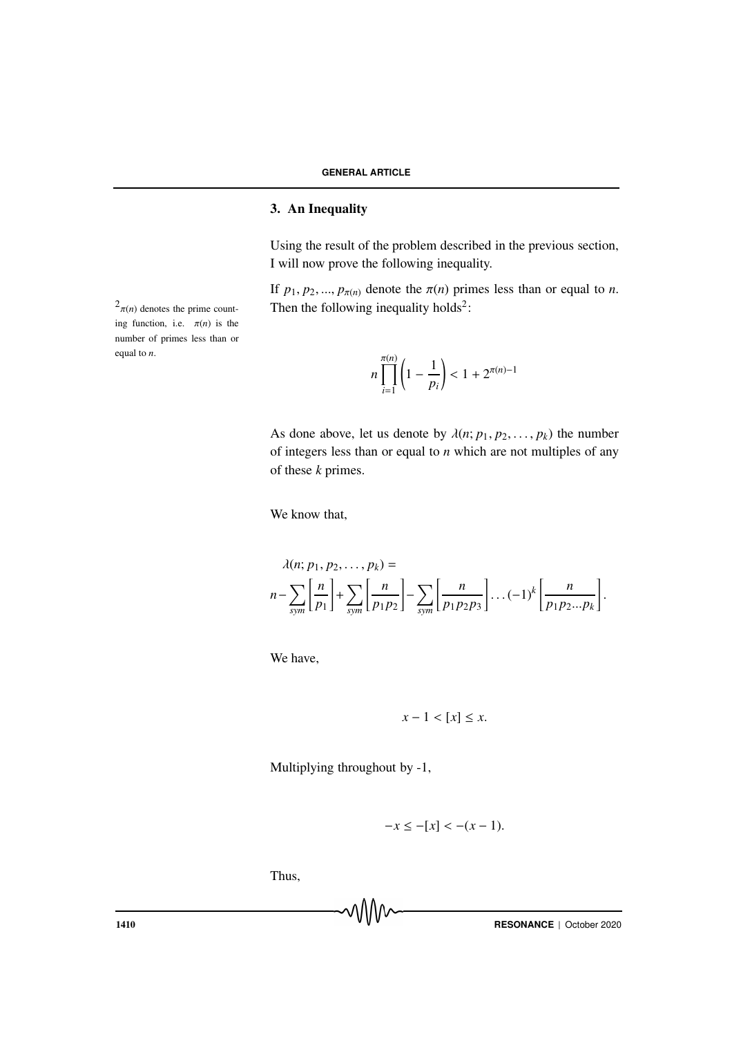## 3. An Inequality

Using the result of the problem described in the previous section, I will now prove the following inequality.

If $p_1, p_2, ..., p_{\pi(n)}$ denote the $\pi(n)$ primes less than or equal to $n$. Then the following inequality holds[2]:

[2] $\pi(n)$ denotes the prime counting function, i.e. $\pi(n)$ is the number of primes less than or equal to $n$.

$$n\prod_{i=1}^{\pi(n)}\left(1-\frac{1}{p_i}\right) < 1 + 2^{\pi(n)-1}$$

As done above, let us denote by $\lambda(n; p_1, p_2, \ldots, p_k)$ the number of integers less than or equal to $n$ which are not multiples of any of these $k$ primes.

We know that,

$$\lambda(n; p_1, p_2, \ldots, p_k) =$$
$$n - \sum_{sym}\left[\frac{n}{p_1}\right] + \sum_{sym}\left[\frac{n}{p_1 p_2}\right] - \sum_{sym}\left[\frac{n}{p_1 p_2 p_3}\right] \ldots (-1)^k \left[\frac{n}{p_1 p_2 \ldots p_k}\right].$$

We have,

$$x - 1 < [x] \leq x.$$

Multiplying throughout by -1,

$$-x \leq -[x] < -(x-1).$$

Thus,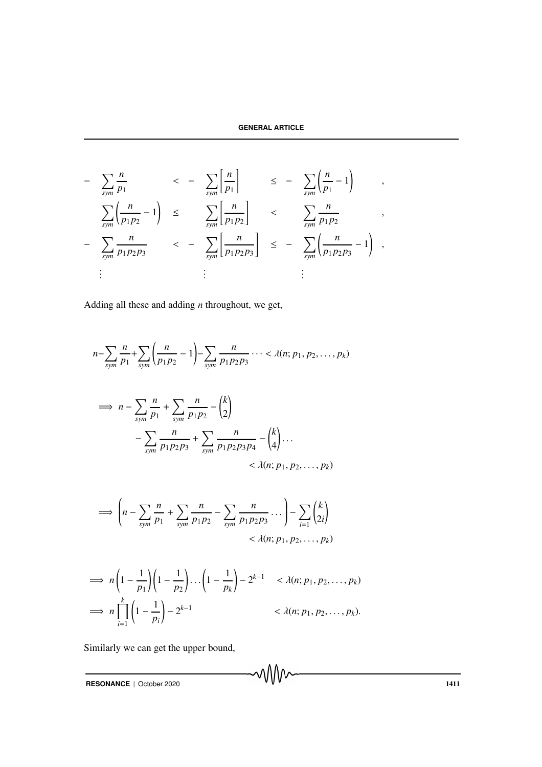$$
\begin{array}{lllll}
-\displaystyle\sum_{sym}\frac{n}{p_1} & < & -\displaystyle\sum_{sym}\left[\frac{n}{p_1}\right] & \leq & -\displaystyle\sum_{sym}\left(\frac{n}{p_1}-1\right), \\
\displaystyle\sum_{sym}\left(\frac{n}{p_1p_2}-1\right) & \leq & \displaystyle\sum_{sym}\left[\frac{n}{p_1p_2}\right] & < & \displaystyle\sum_{sym}\frac{n}{p_1p_2}, \\
-\displaystyle\sum_{sym}\frac{n}{p_1p_2p_3} & < & -\displaystyle\sum_{sym}\left[\frac{n}{p_1p_2p_3}\right] & \leq & -\displaystyle\sum_{sym}\left(\frac{n}{p_1p_2p_3}-1\right), \\
\vdots & & \vdots & & \vdots
\end{array}
$$

Adding all these and adding $n$ throughout, we get,

$$
n-\sum_{sym}\frac{n}{p_1}+\sum_{sym}\left(\frac{n}{p_1p_2}-1\right)-\sum_{sym}\frac{n}{p_1p_2p_3}\cdots < \lambda(n;p_1,p_2,\ldots,p_k)
$$

$$
\begin{aligned}
\implies & n-\sum_{sym}\frac{n}{p_1}+\sum_{sym}\frac{n}{p_1p_2}-\binom{k}{2} \\
& -\sum_{sym}\frac{n}{p_1p_2p_3}+\sum_{sym}\frac{n}{p_1p_2p_3p_4}-\binom{k}{4}\ldots \\
& \qquad < \lambda(n;p_1,p_2,\ldots,p_k)
\end{aligned}
$$

$$
\begin{aligned}
\implies & \left(n-\sum_{sym}\frac{n}{p_1}+\sum_{sym}\frac{n}{p_1p_2}-\sum_{sym}\frac{n}{p_1p_2p_3}\ldots\right)-\sum_{i=1}\binom{k}{2i} \\
& \qquad < \lambda(n;p_1,p_2,\ldots,p_k)
\end{aligned}
$$

$$
\begin{aligned}
\implies & n\left(1-\frac{1}{p_1}\right)\left(1-\frac{1}{p_2}\right)\ldots\left(1-\frac{1}{p_k}\right)-2^{k-1} < \lambda(n;p_1,p_2,\ldots,p_k) \\
\implies & n\prod_{i=1}^{k}\left(1-\frac{1}{p_i}\right)-2^{k-1} < \lambda(n;p_1,p_2,\ldots,p_k).
\end{aligned}
$$

Similarly we can get the upper bound,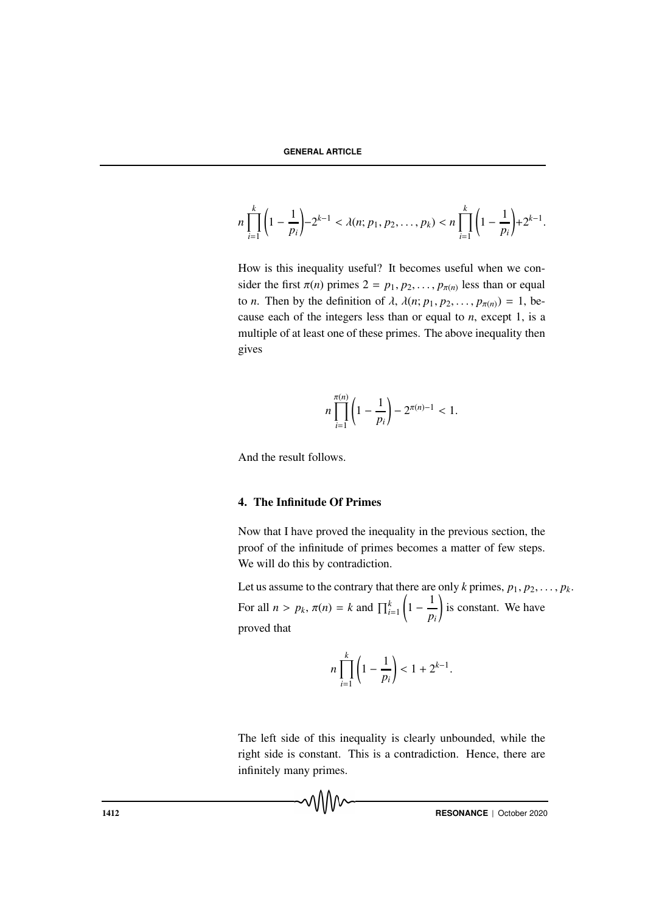$$n\prod_{i=1}^{k}\left(1-\frac{1}{p_i}\right)-2^{k-1} < \lambda(n; p_1, p_2, \ldots, p_k) < n\prod_{i=1}^{k}\left(1-\frac{1}{p_i}\right)+2^{k-1}.$$

How is this inequality useful? It becomes useful when we consider the first $\pi(n)$ primes $2 = p_1, p_2, \ldots, p_{\pi(n)}$ less than or equal to $n$. Then by the definition of $\lambda$, $\lambda(n; p_1, p_2, \ldots, p_{\pi(n)}) = 1$, because each of the integers less than or equal to $n$, except 1, is a multiple of at least one of these primes. The above inequality then gives

$$n\prod_{i=1}^{\pi(n)}\left(1-\frac{1}{p_i}\right) - 2^{\pi(n)-1} < 1.$$

And the result follows.

## 4. The Infinitude Of Primes

Now that I have proved the inequality in the previous section, the proof of the infinitude of primes becomes a matter of few steps. We will do this by contradiction.

Let us assume to the contrary that there are only $k$ primes, $p_1, p_2, \ldots, p_k$. For all $n > p_k$, $\pi(n) = k$ and $\prod_{i=1}^{k}\left(1-\dfrac{1}{p_i}\right)$ is constant. We have proved that

$$n\prod_{i=1}^{k}\left(1-\frac{1}{p_i}\right) < 1 + 2^{k-1}.$$

The left side of this inequality is clearly unbounded, while the right side is constant. This is a contradiction. Hence, there are infinitely many primes.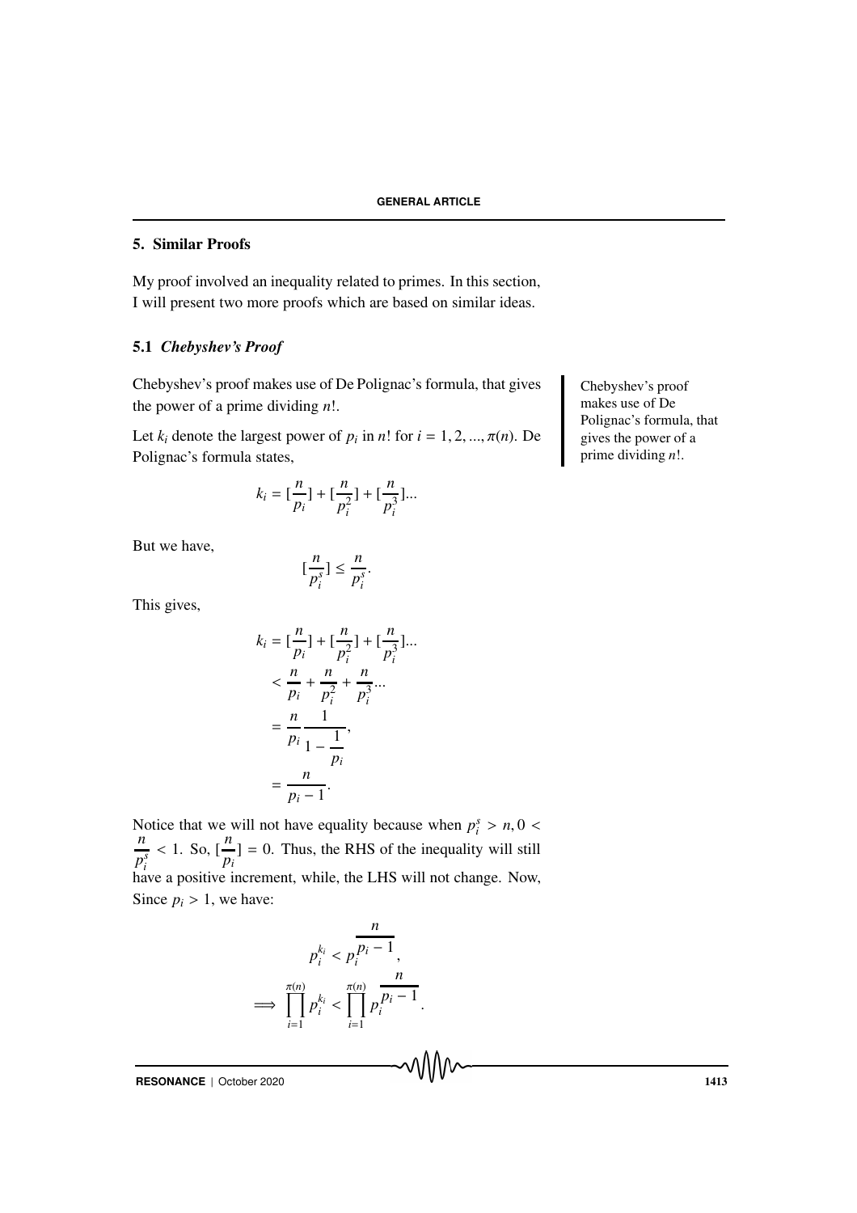## 5. Similar Proofs

My proof involved an inequality related to primes. In this section, I will present two more proofs which are based on similar ideas.

### 5.1 *Chebyshev's Proof*

Chebyshev's proof makes use of De Polignac's formula, that gives the power of a prime dividing $n!$.

Chebyshev's proof makes use of De Polignac's formula, that gives the power of a prime dividing $n!$.

Let $k_i$ denote the largest power of $p_i$ in $n!$ for $i = 1, 2, ..., \pi(n)$. De Polignac's formula states,

$$k_i = [\frac{n}{p_i}] + [\frac{n}{p_i^2}] + [\frac{n}{p_i^3}]...$$

But we have,

$$[\frac{n}{p_i^s}] \leq \frac{n}{p_i^s}.$$

This gives,

$$\begin{aligned}
k_i &= [\frac{n}{p_i}] + [\frac{n}{p_i^2}] + [\frac{n}{p_i^3}]... \\
&< \frac{n}{p_i} + \frac{n}{p_i^2} + \frac{n}{p_i^3}... \\
&= \frac{n}{p_i} \frac{1}{1 - \frac{1}{p_i}}, \\
&= \frac{n}{p_i - 1}.
\end{aligned}$$

Notice that we will not have equality because when $p_i^s > n, 0 < \frac{n}{p_i^s} < 1$. So, $[\frac{n}{p_i}] = 0$. Thus, the RHS of the inequality will still have a positive increment, while, the LHS will not change. Now, Since $p_i > 1$, we have:

$$\begin{aligned}
p_i^{k_i} &< p_i^{\frac{n}{p_i - 1}}, \\
\implies \prod_{i=1}^{\pi(n)} p_i^{k_i} &< \prod_{i=1}^{\pi(n)} p_i^{\frac{n}{p_i - 1}}.
\end{aligned}$$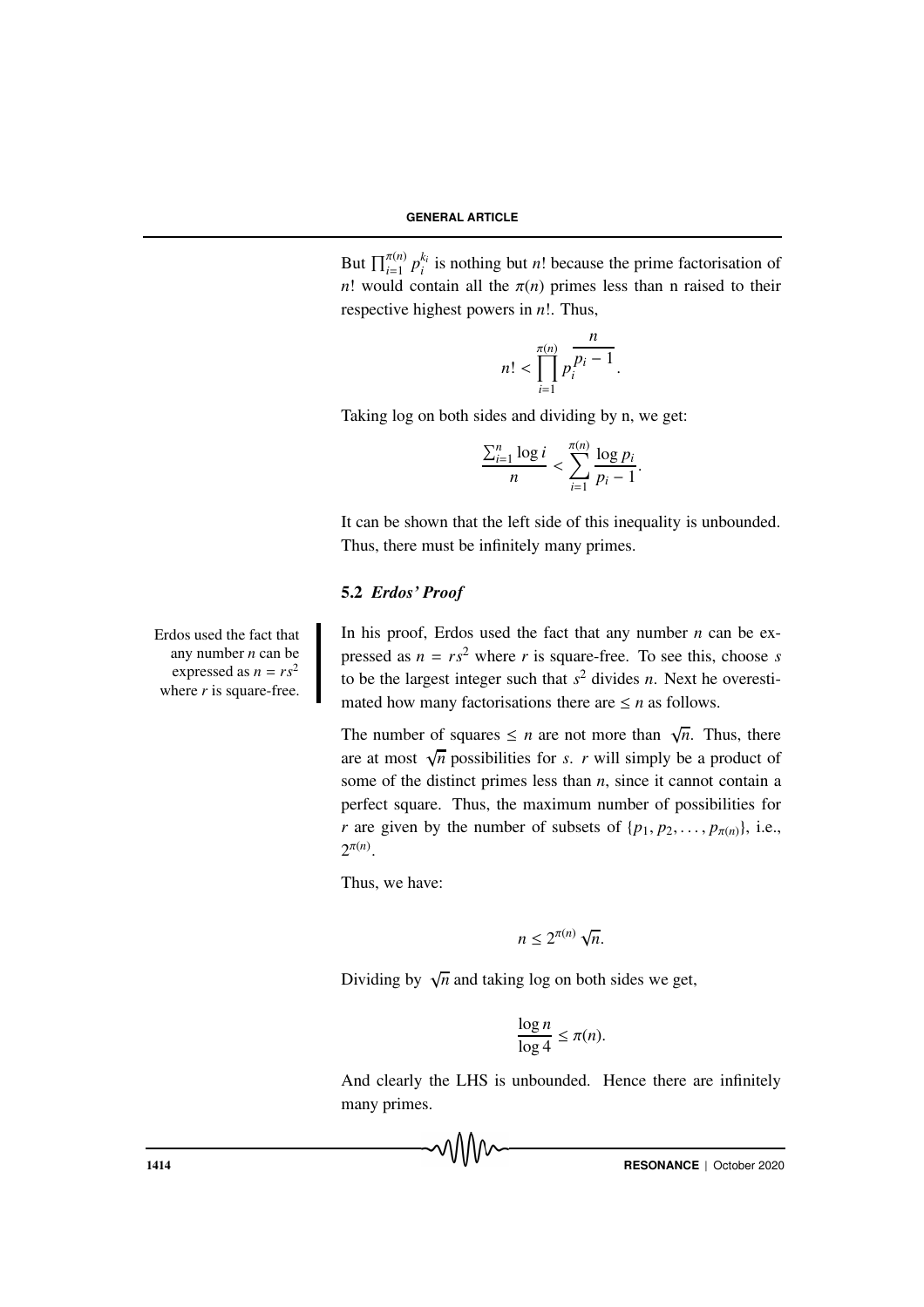But $\prod_{i=1}^{\pi(n)} p_i^{k_i}$ is nothing but $n!$ because the prime factorisation of $n!$ would contain all the $\pi(n)$ primes less than n raised to their respective highest powers in $n!$. Thus,

$$n! < \prod_{i=1}^{\pi(n)} p_i^{\frac{n}{p_i - 1}}.$$

Taking log on both sides and dividing by n, we get:

$$\frac{\sum_{i=1}^{n} \log i}{n} < \sum_{i=1}^{\pi(n)} \frac{\log p_i}{p_i - 1}.$$

It can be shown that the left side of this inequality is unbounded. Thus, there must be infinitely many primes.

### 5.2 *Erdos' Proof*

Erdos used the fact that any number $n$ can be expressed as $n = rs^2$ where $r$ is square-free.

In his proof, Erdos used the fact that any number $n$ can be expressed as $n = rs^2$ where $r$ is square-free. To see this, choose $s$ to be the largest integer such that $s^2$ divides $n$. Next he overestimated how many factorisations there are $\leq n$ as follows.

The number of squares $\leq n$ are not more than $\sqrt{n}$. Thus, there are at most $\sqrt{n}$ possibilities for $s$. $r$ will simply be a product of some of the distinct primes less than $n$, since it cannot contain a perfect square. Thus, the maximum number of possibilities for $r$ are given by the number of subsets of $\{p_1, p_2, \ldots, p_{\pi(n)}\}$, i.e., $2^{\pi(n)}$.

Thus, we have:

$$n \leq 2^{\pi(n)} \sqrt{n}.$$

Dividing by $\sqrt{n}$ and taking log on both sides we get,

$$\frac{\log n}{\log 4} \leq \pi(n).$$

And clearly the LHS is unbounded. Hence there are infinitely many primes.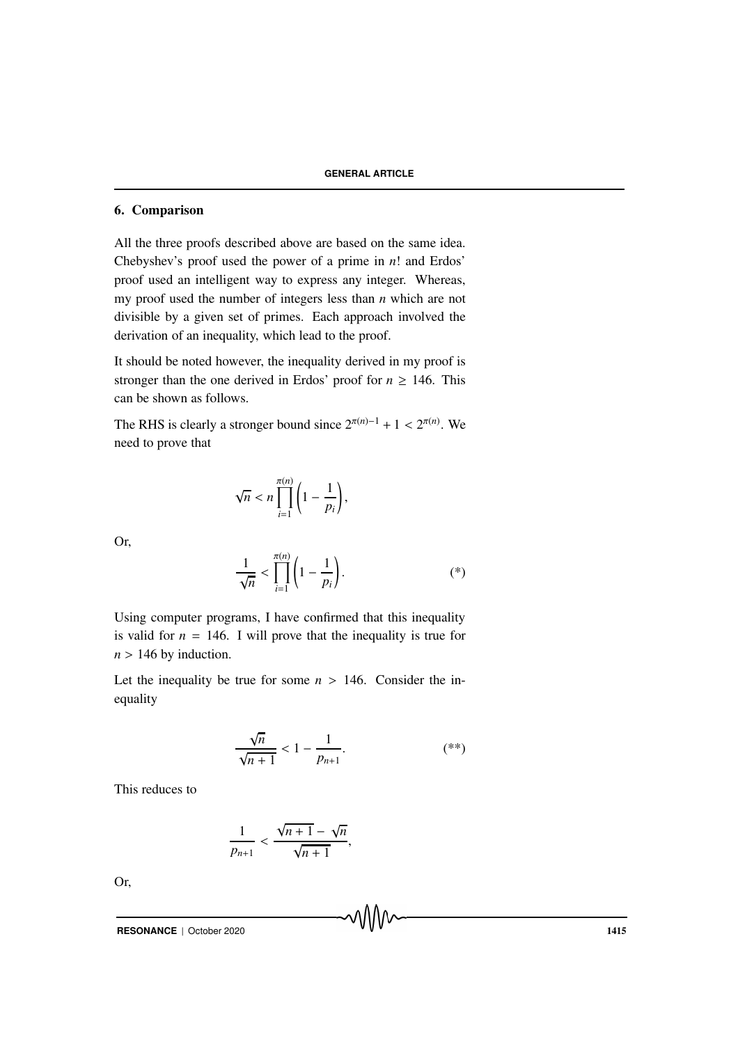## 6. Comparison

All the three proofs described above are based on the same idea. Chebyshev's proof used the power of a prime in $n!$ and Erdos' proof used an intelligent way to express any integer. Whereas, my proof used the number of integers less than $n$ which are not divisible by a given set of primes. Each approach involved the derivation of an inequality, which lead to the proof.

It should be noted however, the inequality derived in my proof is stronger than the one derived in Erdos' proof for $n \geq 146$. This can be shown as follows.

The RHS is clearly a stronger bound since $2^{\pi(n)-1} + 1 < 2^{\pi(n)}$. We need to prove that

$$\sqrt{n} < n \prod_{i=1}^{\pi(n)} \left(1 - \frac{1}{p_i}\right),$$

Or,

$$\frac{1}{\sqrt{n}} < \prod_{i=1}^{\pi(n)} \left(1 - \frac{1}{p_i}\right). \qquad (*)$$

Using computer programs, I have confirmed that this inequality is valid for $n = 146$. I will prove that the inequality is true for $n > 146$ by induction.

Let the inequality be true for some $n > 146$. Consider the inequality

$$\frac{\sqrt{n}}{\sqrt{n+1}} < 1 - \frac{1}{p_{n+1}}. \qquad (**)$$

This reduces to

$$\frac{1}{p_{n+1}} < \frac{\sqrt{n+1} - \sqrt{n}}{\sqrt{n+1}},$$

Or,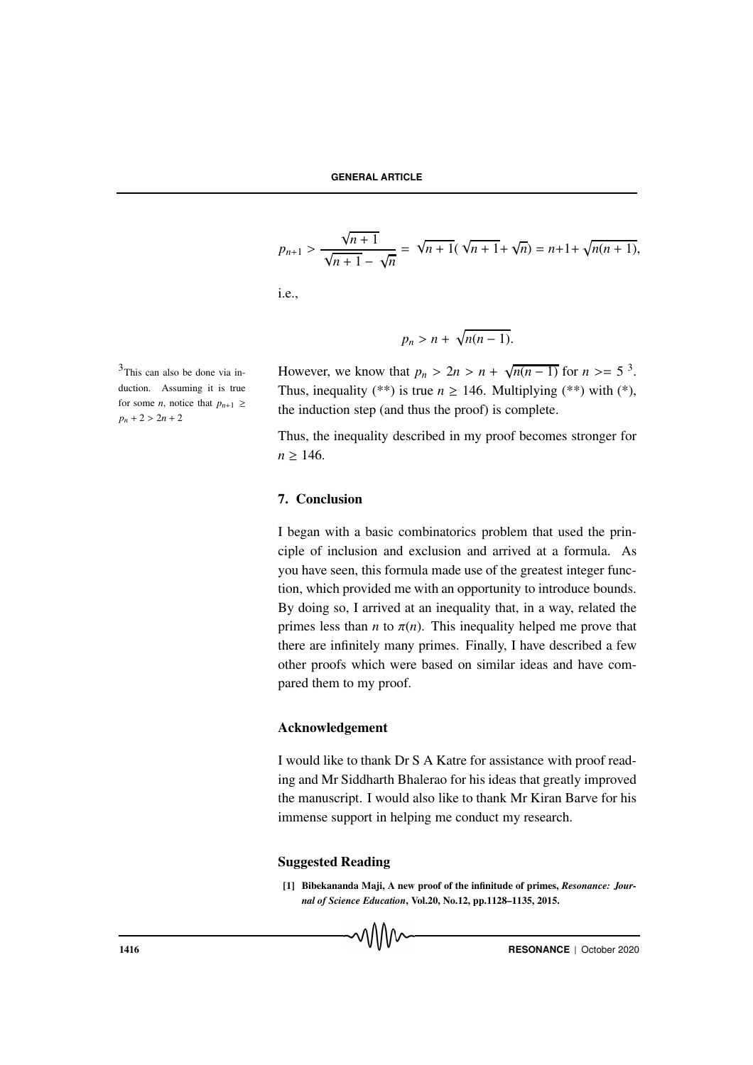$$p_{n+1} > \frac{\sqrt{n+1}}{\sqrt{n+1} - \sqrt{n}} = \sqrt{n+1}(\sqrt{n+1} + \sqrt{n}) = n+1+\sqrt{n(n+1)},$$

i.e.,

$$p_n > n + \sqrt{n(n-1)}.$$

However, we know that $p_n > 2n > n + \sqrt{n(n-1)}$ for $n >= 5$ [3]. Thus, inequality (**) is true $n \geq 146$. Multiplying (**) with (*), the induction step (and thus the proof) is complete.

[3] This can also be done via induction. Assuming it is true for some $n$, notice that $p_{n+1} \geq p_n + 2 > 2n + 2$

Thus, the inequality described in my proof becomes stronger for $n \geq 146$.

## 7. Conclusion

I began with a basic combinatorics problem that used the principle of inclusion and exclusion and arrived at a formula. As you have seen, this formula made use of the greatest integer function, which provided me with an opportunity to introduce bounds. By doing so, I arrived at an inequality that, in a way, related the primes less than $n$ to $\pi(n)$. This inequality helped me prove that there are infinitely many primes. Finally, I have described a few other proofs which were based on similar ideas and have compared them to my proof.

### Acknowledgement

I would like to thank Dr S A Katre for assistance with proof reading and Mr Siddharth Bhalerao for his ideas that greatly improved the manuscript. I would also like to thank Mr Kiran Barve for his immense support in helping me conduct my research.

### Suggested Reading

**[1] Bibekananda Maji, A new proof of the infinitude of primes, *Resonance: Journal of Science Education*, Vol.20, No.12, pp.1128–1135, 2015.**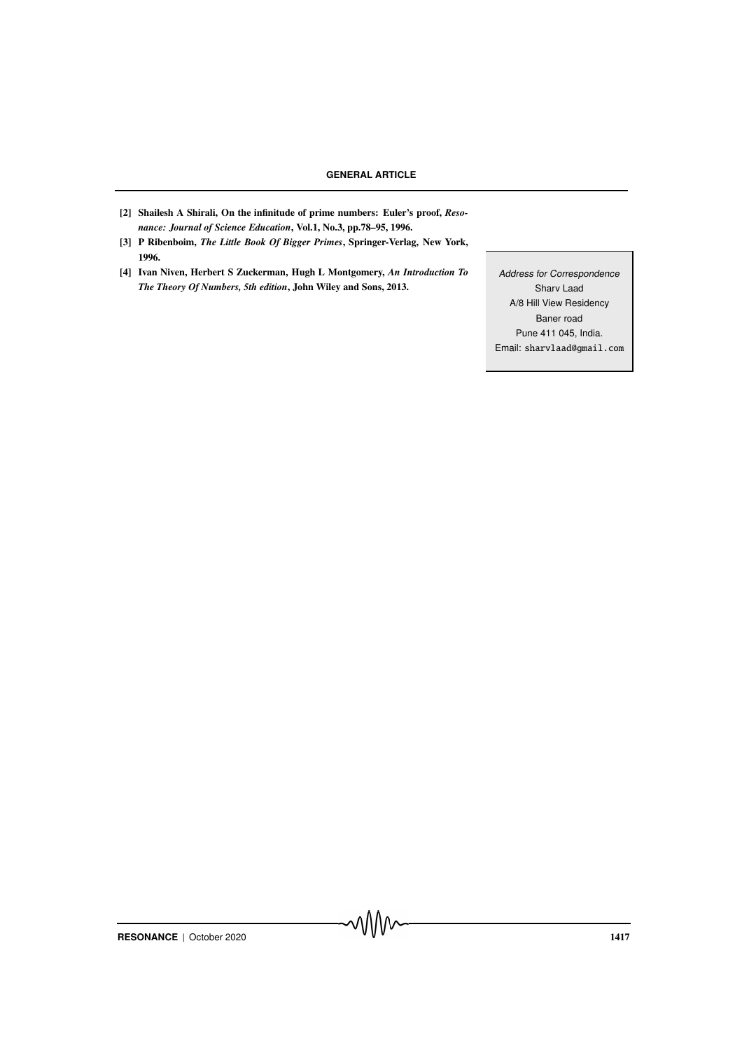[2] **Shailesh A Shirali, On the infinitude of prime numbers: Euler's proof,** ***Resonance: Journal of Science Education*****, Vol.1, No.3, pp.78–95, 1996.**

[3] **P Ribenboim,** ***The Little Book Of Bigger Primes*****, Springer-Verlag, New York, 1996.**

[4] **Ivan Niven, Herbert S Zuckerman, Hugh L Montgomery,** ***An Introduction To The Theory Of Numbers, 5th edition*****, John Wiley and Sons, 2013.**

*Address for Correspondence*
Sharv Laad
A/8 Hill View Residency
Baner road
Pune 411 045, India.
Email: sharvlaad@gmail.com